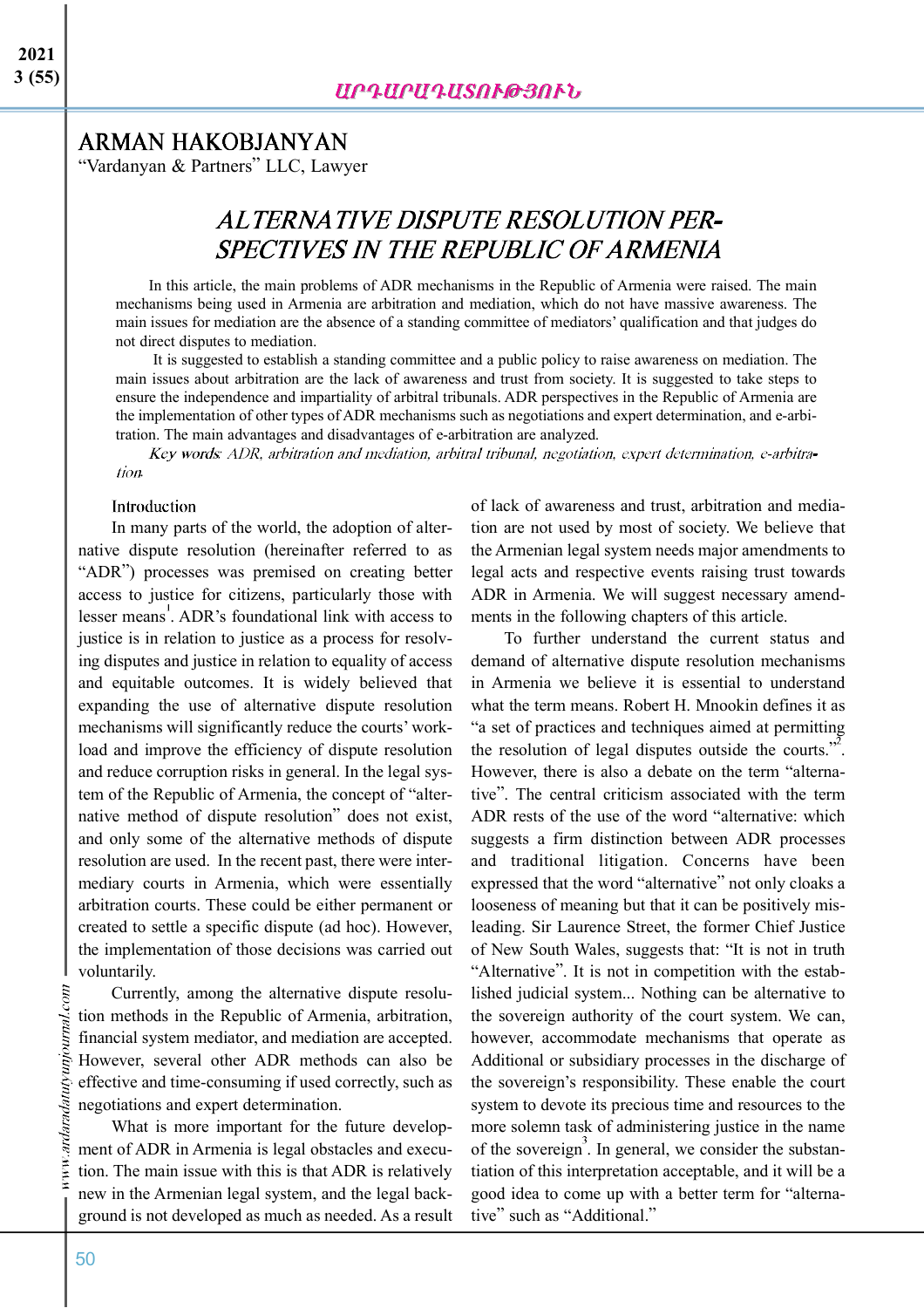# ARMAN HAKOBJANYAN

"Vardanyan & Partners" LLC, Lawyer

## ALTERNATIVE DISPUTE RESOLUTION PERSPECTIVES IN THE REPUBLIC OF ARMENIA

In this article, the main problems of ADR mechanisms in the Republic of Armenia were raised. The main mechanisms being used in Armenia are arbitration and mediation, which do not have massive awareness. The main issues for mediation are the absence of a standing committee of mediators' qualification and that judges do not direct disputes to mediation.

It is suggested to establish a standing committee and a public policy to raise awareness on mediation. The main issues about arbitration are the lack of awareness and trust from society. It is suggested to take steps to ensure the independence and impartiality of arbitral tribunals. ADR perspectives in the Republic of Armenia are the implementation of other types of ADR mechanisms such as negotiations and expert determination, and e-arbitration. The main advantages and disadvantages of e-arbitration are analyzed.

*Key words: ADR, arbitration and mediation, arbitral tribunal, negotiation, expert determination, e-arbitration.*

### Introduction

In many parts of the world, the adoption of alternative dispute resolution (hereinafter referred to as "ADR") processes was premised on creating better access to justice for citizens, particularly those with lesser means[1]. ADR's foundational link with access to justice is in relation to justice as a process for resolving disputes and justice in relation to equality of access and equitable outcomes. It is widely believed that expanding the use of alternative dispute resolution mechanisms will significantly reduce the courts' workload and improve the efficiency of dispute resolution and reduce corruption risks in general. In the legal system of the Republic of Armenia, the concept of "alternative method of dispute resolution" does not exist, and only some of the alternative methods of dispute resolution are used. In the recent past, there were intermediary courts in Armenia, which were essentially arbitration courts. These could be either permanent or created to settle a specific dispute (ad hoc). However, the implementation of those decisions was carried out voluntarily.

Currently, among the alternative dispute resolution methods in the Republic of Armenia, arbitration, financial system mediator, and mediation are accepted. However, several other ADR methods can also be effective and time-consuming if used correctly, such as negotiations and expert determination.

What is more important for the future development of ADR in Armenia is legal obstacles and execution. The main issue with this is that ADR is relatively new in the Armenian legal system, and the legal background is not developed as much as needed. As a result of lack of awareness and trust, arbitration and mediation are not used by most of society. We believe that the Armenian legal system needs major amendments to legal acts and respective events raising trust towards ADR in Armenia. We will suggest necessary amendments in the following chapters of this article.

To further understand the current status and demand of alternative dispute resolution mechanisms in Armenia we believe it is essential to understand what the term means. Robert H. Mnookin defines it as "a set of practices and techniques aimed at permitting the resolution of legal disputes outside the courts."[2]. However, there is also a debate on the term "alternative". The central criticism associated with the term ADR rests of the use of the word "alternative: which suggests a firm distinction between ADR processes and traditional litigation. Concerns have been expressed that the word "alternative" not only cloaks a looseness of meaning but that it can be positively misleading. Sir Laurence Street, the former Chief Justice of New South Wales, suggests that: "It is not in truth "Alternative". It is not in competition with the established judicial system... Nothing can be alternative to the sovereign authority of the court system. We can, however, accommodate mechanisms that operate as Additional or subsidiary processes in the discharge of the sovereign's responsibility. These enable the court system to devote its precious time and resources to the more solemn task of administering justice in the name of the sovereign[3]. In general, we consider the substantiation of this interpretation acceptable, and it will be a good idea to come up with a better term for "alternative" such as "Additional."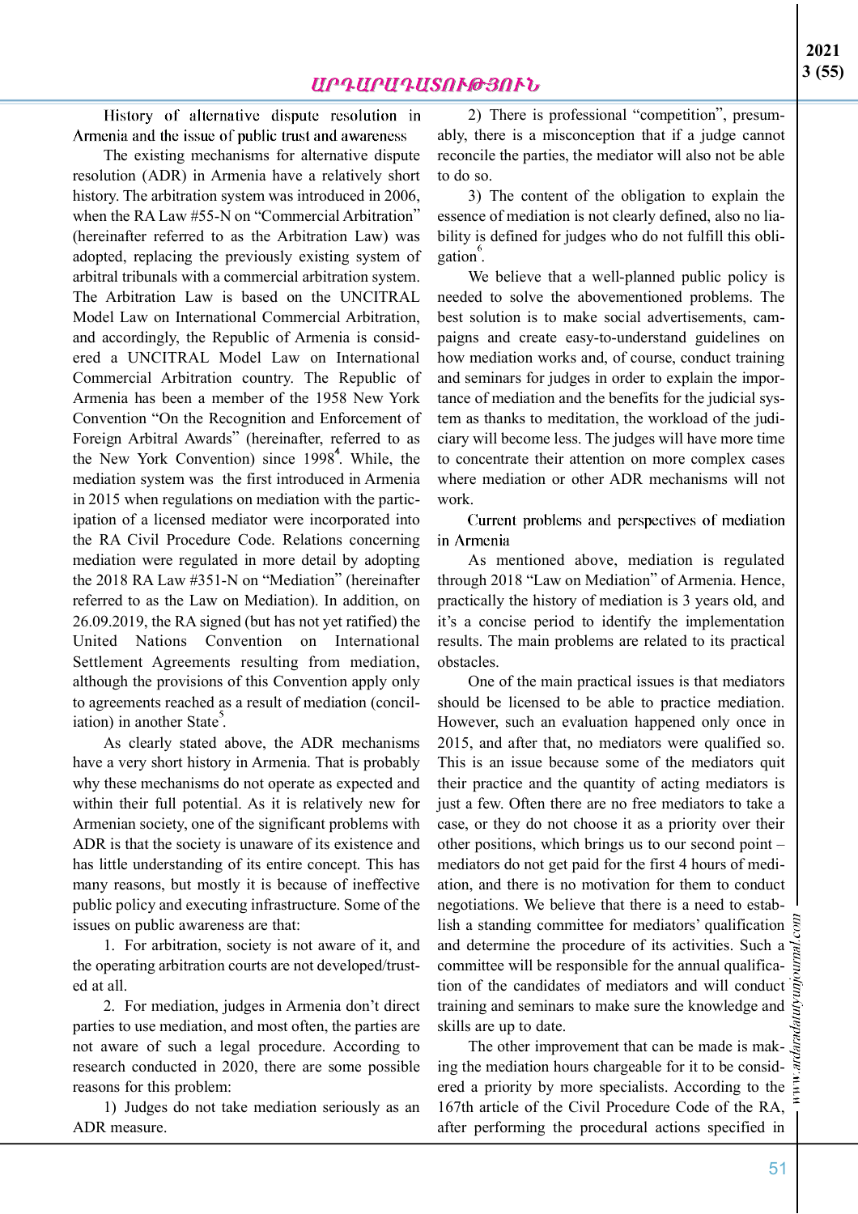### History of alternative dispute resolution in Armenia and the issue of public trust and awareness

The existing mechanisms for alternative dispute resolution (ADR) in Armenia have a relatively short history. The arbitration system was introduced in 2006, when the RA Law #55-N on "Commercial Arbitration" (hereinafter referred to as the Arbitration Law) was adopted, replacing the previously existing system of arbitral tribunals with a commercial arbitration system. The Arbitration Law is based on the UNCITRAL Model Law on International Commercial Arbitration, and accordingly, the Republic of Armenia is considered a UNCITRAL Model Law on International Commercial Arbitration country. The Republic of Armenia has been a member of the 1958 New York Convention "On the Recognition and Enforcement of Foreign Arbitral Awards" (hereinafter, referred to as the New York Convention) since 1998[4]. While, the mediation system was the first introduced in Armenia in 2015 when regulations on mediation with the participation of a licensed mediator were incorporated into the RA Civil Procedure Code. Relations concerning mediation were regulated in more detail by adopting the 2018 RA Law #351-N on "Mediation" (hereinafter referred to as the Law on Mediation). In addition, on 26.09.2019, the RA signed (but has not yet ratified) the United Nations Convention on International Settlement Agreements resulting from mediation, although the provisions of this Convention apply only to agreements reached as a result of mediation (conciliation) in another State[5].

As clearly stated above, the ADR mechanisms have a very short history in Armenia. That is probably why these mechanisms do not operate as expected and within their full potential. As it is relatively new for Armenian society, one of the significant problems with ADR is that the society is unaware of its existence and has little understanding of its entire concept. This has many reasons, but mostly it is because of ineffective public policy and executing infrastructure. Some of the issues on public awareness are that:

1. For arbitration, society is not aware of it, and the operating arbitration courts are not developed/trusted at all.
2. For mediation, judges in Armenia don't direct parties to use mediation, and most often, the parties are not aware of such a legal procedure. According to research conducted in 2020, there are some possible reasons for this problem:

1) Judges do not take mediation seriously as an ADR measure.

2) There is professional "competition", presumably, there is a misconception that if a judge cannot reconcile the parties, the mediator will also not be able to do so.

3) The content of the obligation to explain the essence of mediation is not clearly defined, also no liability is defined for judges who do not fulfill this obligation[6].

We believe that a well-planned public policy is needed to solve the abovementioned problems. The best solution is to make social advertisements, campaigns and create easy-to-understand guidelines on how mediation works and, of course, conduct training and seminars for judges in order to explain the importance of mediation and the benefits for the judicial system as thanks to meditation, the workload of the judiciary will become less. The judges will have more time to concentrate their attention on more complex cases where mediation or other ADR mechanisms will not work.

### Current problems and perspectives of mediation in Armenia

As mentioned above, mediation is regulated through 2018 "Law on Mediation" of Armenia. Hence, practically the history of mediation is 3 years old, and it's a concise period to identify the implementation results. The main problems are related to its practical obstacles.

One of the main practical issues is that mediators should be licensed to be able to practice mediation. However, such an evaluation happened only once in 2015, and after that, no mediators were qualified so. This is an issue because some of the mediators quit their practice and the quantity of acting mediators is just a few. Often there are no free mediators to take a case, or they do not choose it as a priority over their other positions, which brings us to our second point – mediators do not get paid for the first 4 hours of mediation, and there is no motivation for them to conduct negotiations. We believe that there is a need to establish a standing committee for mediators' qualification and determine the procedure of its activities. Such a committee will be responsible for the annual qualification of the candidates of mediators and will conduct training and seminars to make sure the knowledge and skills are up to date.

The other improvement that can be made is making the mediation hours chargeable for it to be considered a priority by more specialists. According to the 167th article of the Civil Procedure Code of the RA, after performing the procedural actions specified in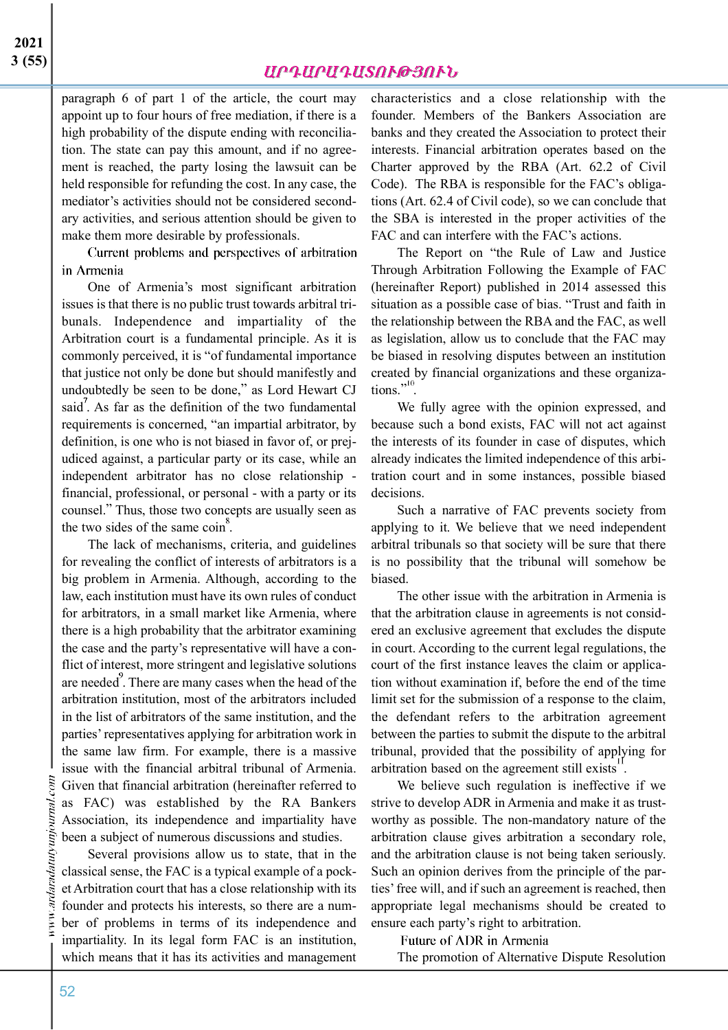paragraph 6 of part 1 of the article, the court may appoint up to four hours of free mediation, if there is a high probability of the dispute ending with reconciliation. The state can pay this amount, and if no agreement is reached, the party losing the lawsuit can be held responsible for refunding the cost. In any case, the mediator's activities should not be considered secondary activities, and serious attention should be given to make them more desirable by professionals.

## Current problems and perspectives of arbitration in Armenia

One of Armenia's most significant arbitration issues is that there is no public trust towards arbitral tribunals. Independence and impartiality of the Arbitration court is a fundamental principle. As it is commonly perceived, it is "of fundamental importance that justice not only be done but should manifestly and undoubtedly be seen to be done," as Lord Hewart CJ said[7]. As far as the definition of the two fundamental requirements is concerned, "an impartial arbitrator, by definition, is one who is not biased in favor of, or prejudiced against, a particular party or its case, while an independent arbitrator has no close relationship - financial, professional, or personal - with a party or its counsel." Thus, those two concepts are usually seen as the two sides of the same coin[8].

The lack of mechanisms, criteria, and guidelines for revealing the conflict of interests of arbitrators is a big problem in Armenia. Although, according to the law, each institution must have its own rules of conduct for arbitrators, in a small market like Armenia, where there is a high probability that the arbitrator examining the case and the party's representative will have a conflict of interest, more stringent and legislative solutions are needed[9]. There are many cases when the head of the arbitration institution, most of the arbitrators included in the list of arbitrators of the same institution, and the parties' representatives applying for arbitration work in the same law firm. For example, there is a massive issue with the financial arbitral tribunal of Armenia. Given that financial arbitration (hereinafter referred to as FAC) was established by the RA Bankers Association, its independence and impartiality have been a subject of numerous discussions and studies.

Several provisions allow us to state, that in the classical sense, the FAC is a typical example of a pocket Arbitration court that has a close relationship with its founder and protects his interests, so there are a number of problems in terms of its independence and impartiality. In its legal form FAC is an institution, which means that it has its activities and management characteristics and a close relationship with the founder. Members of the Bankers Association are banks and they created the Association to protect their interests. Financial arbitration operates based on the Charter approved by the RBA (Art. 62.2 of Civil Code). The RBA is responsible for the FAC's obligations (Art. 62.4 of Civil code), so we can conclude that the SBA is interested in the proper activities of the FAC and can interfere with the FAC's actions.

The Report on "the Rule of Law and Justice Through Arbitration Following the Example of FAC (hereinafter Report) published in 2014 assessed this situation as a possible case of bias. "Trust and faith in the relationship between the RBA and the FAC, as well as legislation, allow us to conclude that the FAC may be biased in resolving disputes between an institution created by financial organizations and these organizations."[10].

We fully agree with the opinion expressed, and because such a bond exists, FAC will not act against the interests of its founder in case of disputes, which already indicates the limited independence of this arbitration court and in some instances, possible biased decisions.

Such a narrative of FAC prevents society from applying to it. We believe that we need independent arbitral tribunals so that society will be sure that there is no possibility that the tribunal will somehow be biased.

The other issue with the arbitration in Armenia is that the arbitration clause in agreements is not considered an exclusive agreement that excludes the dispute in court. According to the current legal regulations, the court of the first instance leaves the claim or application without examination if, before the end of the time limit set for the submission of a response to the claim, the defendant refers to the arbitration agreement between the parties to submit the dispute to the arbitral tribunal, provided that the possibility of applying for arbitration based on the agreement still exists[11].

We believe such regulation is ineffective if we strive to develop ADR in Armenia and make it as trustworthy as possible. The non-mandatory nature of the arbitration clause gives arbitration a secondary role, and the arbitration clause is not being taken seriously. Such an opinion derives from the principle of the parties' free will, and if such an agreement is reached, then appropriate legal mechanisms should be created to ensure each party's right to arbitration.

## Future of ADR in Armenia

The promotion of Alternative Dispute Resolution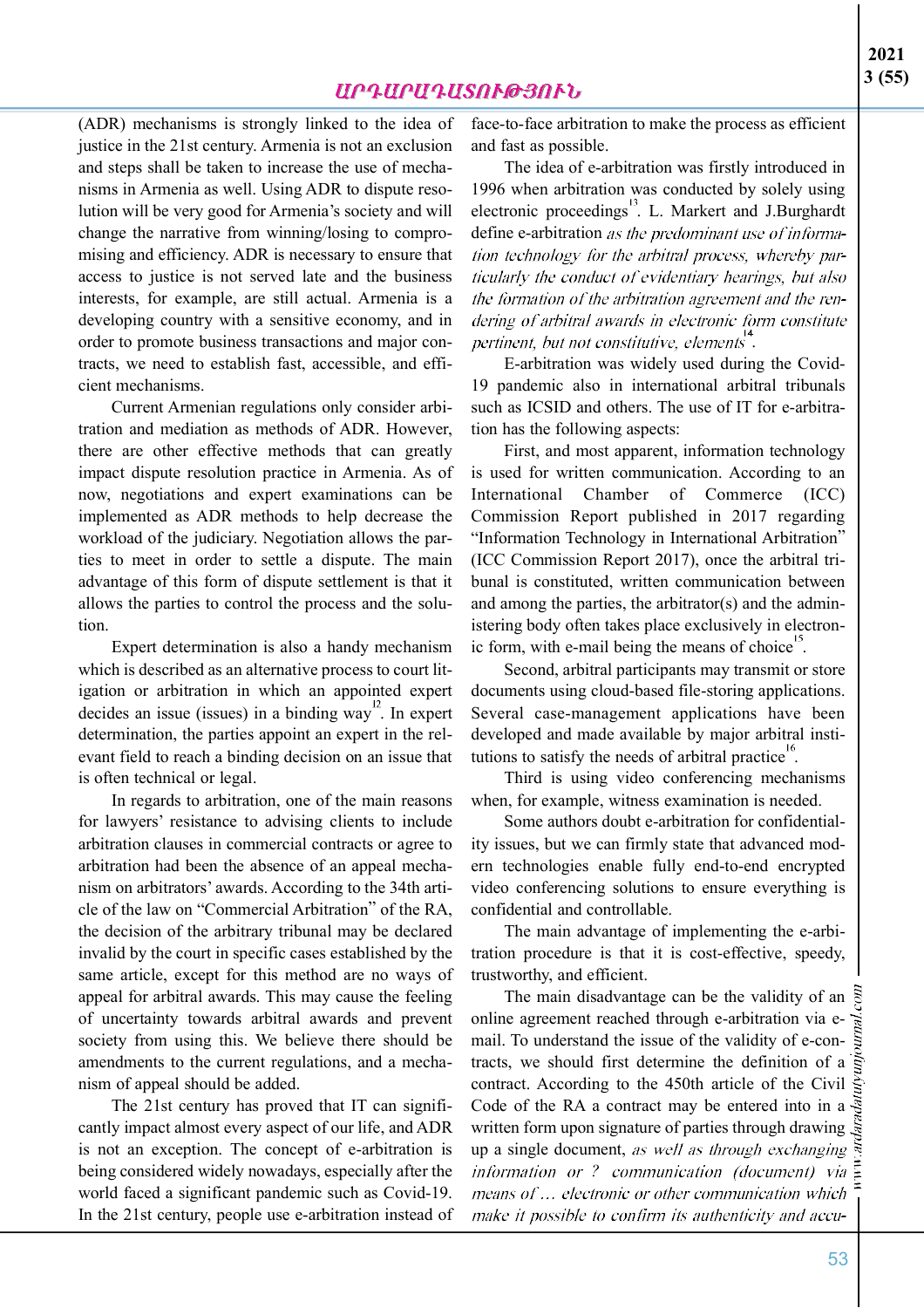(ADR) mechanisms is strongly linked to the idea of justice in the 21st century. Armenia is not an exclusion and steps shall be taken to increase the use of mechanisms in Armenia as well. Using ADR to dispute resolution will be very good for Armenia's society and will change the narrative from winning/losing to compromising and efficiency. ADR is necessary to ensure that access to justice is not served late and the business interests, for example, are still actual. Armenia is a developing country with a sensitive economy, and in order to promote business transactions and major contracts, we need to establish fast, accessible, and efficient mechanisms.

Current Armenian regulations only consider arbitration and mediation as methods of ADR. However, there are other effective methods that can greatly impact dispute resolution practice in Armenia. As of now, negotiations and expert examinations can be implemented as ADR methods to help decrease the workload of the judiciary. Negotiation allows the parties to meet in order to settle a dispute. The main advantage of this form of dispute settlement is that it allows the parties to control the process and the solution.

Expert determination is also a handy mechanism which is described as an alternative process to court litigation or arbitration in which an appointed expert decides an issue (issues) in a binding way[12]. In expert determination, the parties appoint an expert in the relevant field to reach a binding decision on an issue that is often technical or legal.

In regards to arbitration, one of the main reasons for lawyers' resistance to advising clients to include arbitration clauses in commercial contracts or agree to arbitration had been the absence of an appeal mechanism on arbitrators' awards. According to the 34th article of the law on "Commercial Arbitration" of the RA, the decision of the arbitrary tribunal may be declared invalid by the court in specific cases established by the same article, except for this method are no ways of appeal for arbitral awards. This may cause the feeling of uncertainty towards arbitral awards and prevent society from using this. We believe there should be amendments to the current regulations, and a mechanism of appeal should be added.

The 21st century has proved that IT can significantly impact almost every aspect of our life, and ADR is not an exception. The concept of e-arbitration is being considered widely nowadays, especially after the world faced a significant pandemic such as Covid-19. In the 21st century, people use e-arbitration instead of face-to-face arbitration to make the process as efficient and fast as possible.

The idea of e-arbitration was firstly introduced in 1996 when arbitration was conducted by solely using electronic proceedings[13]. L. Markert and J.Burghardt define e-arbitration *as the predominant use of information technology for the arbitral process, whereby particularly the conduct of evidentiary hearings, but also the formation of the arbitration agreement and the rendering of arbitral awards in electronic form constitute pertinent, but not constitutive, elements*[14].

E-arbitration was widely used during the Covid-19 pandemic also in international arbitral tribunals such as ICSID and others. The use of IT for e-arbitration has the following aspects:

First, and most apparent, information technology is used for written communication. According to an International Chamber of Commerce (ICC) Commission Report published in 2017 regarding "Information Technology in International Arbitration" (ICC Commission Report 2017), once the arbitral tribunal is constituted, written communication between and among the parties, the arbitrator(s) and the administering body often takes place exclusively in electronic form, with e-mail being the means of choice[15].

Second, arbitral participants may transmit or store documents using cloud-based file-storing applications. Several case-management applications have been developed and made available by major arbitral institutions to satisfy the needs of arbitral practice[16].

Third is using video conferencing mechanisms when, for example, witness examination is needed.

Some authors doubt e-arbitration for confidentiality issues, but we can firmly state that advanced modern technologies enable fully end-to-end encrypted video conferencing solutions to ensure everything is confidential and controllable.

The main advantage of implementing the e-arbitration procedure is that it is cost-effective, speedy, trustworthy, and efficient.

The main disadvantage can be the validity of an online agreement reached through e-arbitration via e-mail. To understand the issue of the validity of e-contracts, we should first determine the definition of a contract. According to the 450th article of the Civil Code of the RA a contract may be entered into in a written form upon signature of parties through drawing up a single document, *as well as through exchanging information or ? communication (document) via means of… electronic or other communication which make it possible to confirm its authenticity and accu-*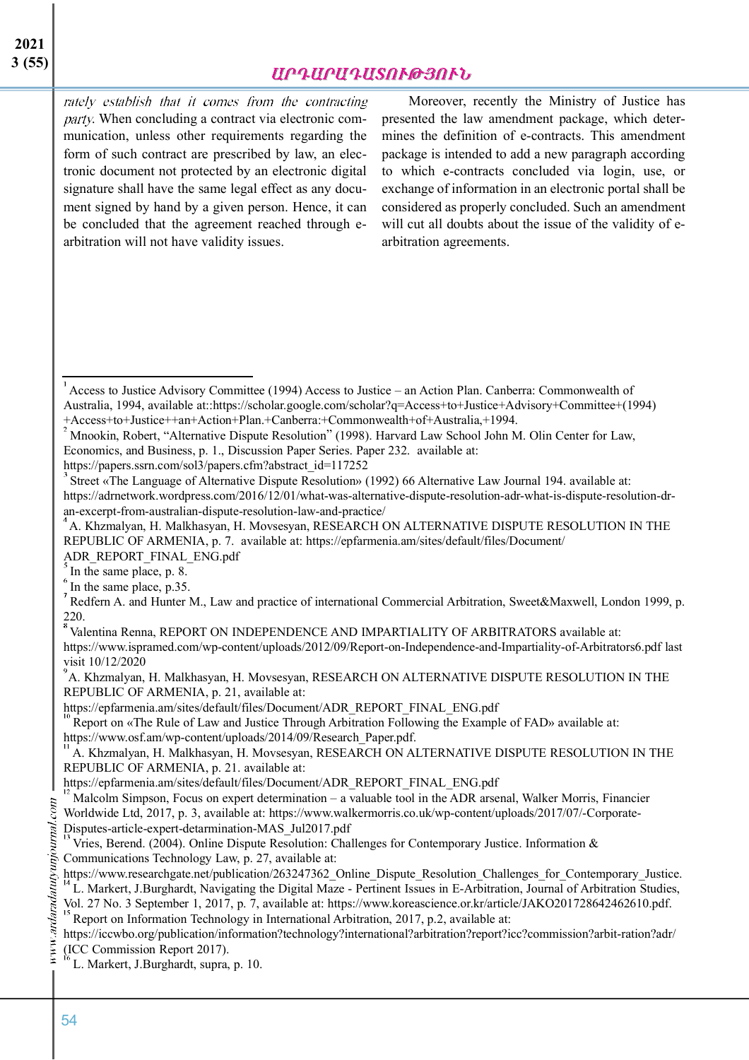*rately establish that it comes from the contracting party.* When concluding a contract via electronic communication, unless other requirements regarding the form of such contract are prescribed by law, an electronic document not protected by an electronic digital signature shall have the same legal effect as any document signed by hand by a given person. Hence, it can be concluded that the agreement reached through e-arbitration will not have validity issues.

Moreover, recently the Ministry of Justice has presented the law amendment package, which determines the definition of e-contracts. This amendment package is intended to add a new paragraph according to which e-contracts concluded via login, use, or exchange of information in an electronic portal shall be considered as properly concluded. Such an amendment will cut all doubts about the issue of the validity of e-arbitration agreements.

---

[1] Access to Justice Advisory Committee (1994) Access to Justice – an Action Plan. Canberra: Commonwealth of Australia, 1994, available at::https://scholar.google.com/scholar?q=Access+to+Justice+Advisory+Committee+(1994)+Access+to+Justice++an+Action+Plan.+Canberra:+Commonwealth+of+Australia,+1994.

[2] Mnookin, Robert, "Alternative Dispute Resolution" (1998). Harvard Law School John M. Olin Center for Law, Economics, and Business, p. 1., Discussion Paper Series. Paper 232. available at: https://papers.ssrn.com/sol3/papers.cfm?abstract_id=117252

[3] Street «The Language of Alternative Dispute Resolution» (1992) 66 Alternative Law Journal 194. available at: https://adrnetwork.wordpress.com/2016/12/01/what-was-alternative-dispute-resolution-adr-what-is-dispute-resolution-dr-an-excerpt-from-australian-dispute-resolution-law-and-practice/

[4] A. Khzmalyan, H. Malkhasyan, H. Movsesyan, RESEARCH ON ALTERNATIVE DISPUTE RESOLUTION IN THE REPUBLIC OF ARMENIA, p. 7. available at: https://epfarmenia.am/sites/default/files/Document/ADR_REPORT_FINAL_ENG.pdf

[5] In the same place, p. 8.

[6] In the same place, p.35.

[7] Redfern A. and Hunter M., Law and practice of international Commercial Arbitration, Sweet&Maxwell, London 1999, p. 220.

[8] Valentina Renna, REPORT ON INDEPENDENCE AND IMPARTIALITY OF ARBITRATORS available at: https://www.ispramed.com/wp-content/uploads/2012/09/Report-on-Independence-and-Impartiality-of-Arbitrators6.pdf last visit 10/12/2020

[9] A. Khzmalyan, H. Malkhasyan, H. Movsesyan, RESEARCH ON ALTERNATIVE DISPUTE RESOLUTION IN THE REPUBLIC OF ARMENIA, p. 21, available at: https://epfarmenia.am/sites/default/files/Document/ADR_REPORT_FINAL_ENG.pdf

[10] Report on «The Rule of Law and Justice Through Arbitration Following the Example of FAD» available at: https://www.osf.am/wp-content/uploads/2014/09/Research_Paper.pdf.

[11] A. Khzmalyan, H. Malkhasyan, H. Movsesyan, RESEARCH ON ALTERNATIVE DISPUTE RESOLUTION IN THE REPUBLIC OF ARMENIA, p. 21. available at: https://epfarmenia.am/sites/default/files/Document/ADR_REPORT_FINAL_ENG.pdf

[12] Malcolm Simpson, Focus on expert determination – a valuable tool in the ADR arsenal, Walker Morris, Financier Worldwide Ltd, 2017, p. 3, available at: https://www.walkermorris.co.uk/wp-content/uploads/2017/07/-Corporate-Disputes-article-expert-detarmination-MAS_Jul2017.pdf

[13] Vries, Berend. (2004). Online Dispute Resolution: Challenges for Contemporary Justice. Information & Communications Technology Law, p. 27, available at: https://www.researchgate.net/publication/263247362_Online_Dispute_Resolution_Challenges_for_Contemporary_Justice.

[14] L. Markert, J.Burghardt, Navigating the Digital Maze - Pertinent Issues in E-Arbitration, Journal of Arbitration Studies, Vol. 27 No. 3 September 1, 2017, p. 7, available at: https://www.koreascience.or.kr/article/JAKO201728642462610.pdf.

[15] Report on Information Technology in International Arbitration, 2017, p.2, available at: https://iccwbo.org/publication/information?technology?international?arbitration?report?icc?commission?arbit-ration?adr/ (ICC Commission Report 2017).

[16] L. Markert, J.Burghardt, supra, p. 10.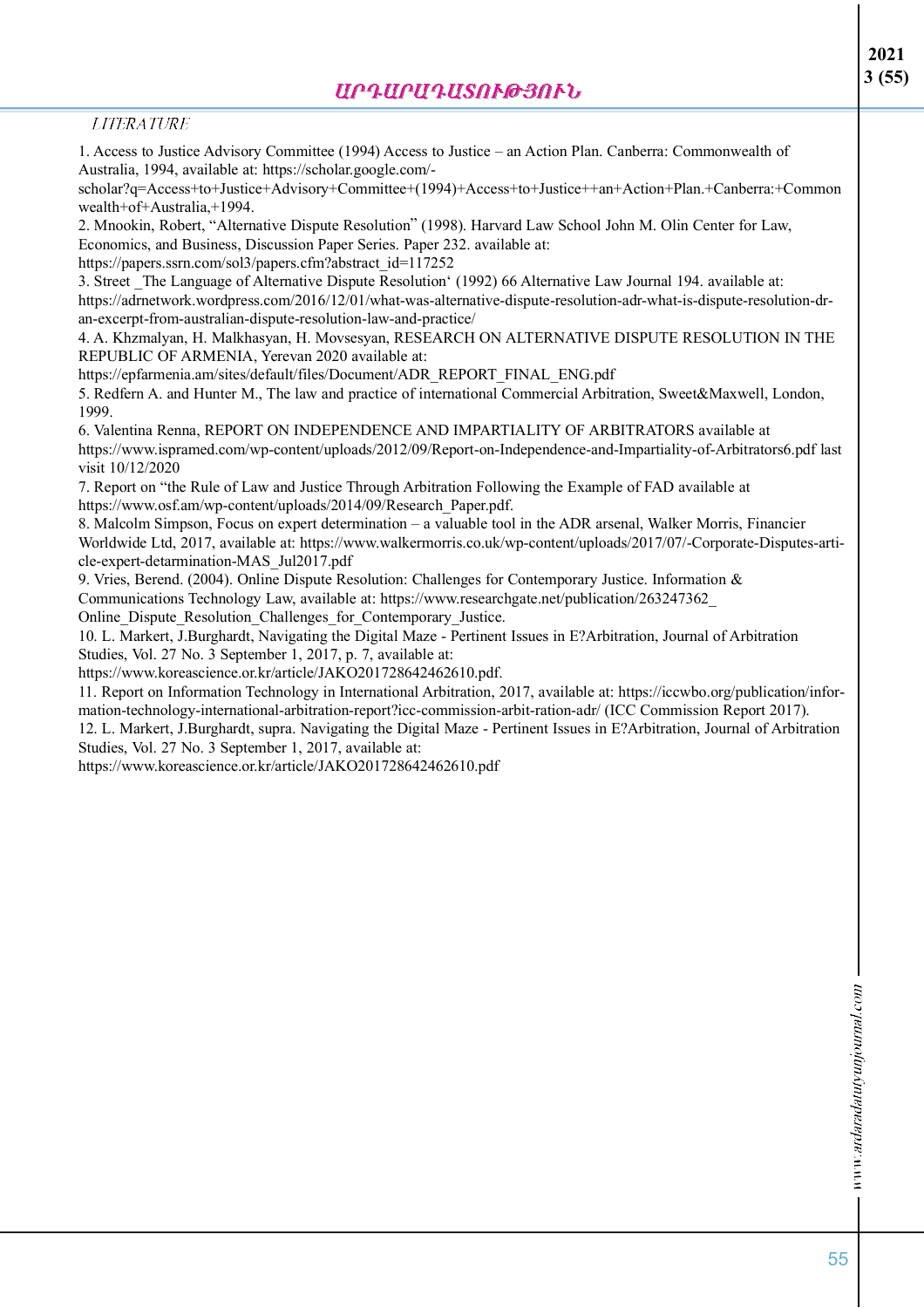## LITERATURE

1. Access to Justice Advisory Committee (1994) Access to Justice – an Action Plan. Canberra: Commonwealth of Australia, 1994, available at: https://scholar.google.com/-scholar?q=Access+to+Justice+Advisory+Committee+(1994)+Access+to+Justice++an+Action+Plan.+Canberra:+Commonwealth+of+Australia,+1994.
2. Mnookin, Robert, "Alternative Dispute Resolution" (1998). Harvard Law School John M. Olin Center for Law, Economics, and Business, Discussion Paper Series. Paper 232. available at: https://papers.ssrn.com/sol3/papers.cfm?abstract_id=117252
3. Street _The Language of Alternative Dispute Resolution' (1992) 66 Alternative Law Journal 194. available at: https://adrnetwork.wordpress.com/2016/12/01/what-was-alternative-dispute-resolution-adr-what-is-dispute-resolution-dr-an-excerpt-from-australian-dispute-resolution-law-and-practice/
4. A. Khzmalyan, H. Malkhasyan, H. Movsesyan, RESEARCH ON ALTERNATIVE DISPUTE RESOLUTION IN THE REPUBLIC OF ARMENIA, Yerevan 2020 available at: https://epfarmenia.am/sites/default/files/Document/ADR_REPORT_FINAL_ENG.pdf
5. Redfern A. and Hunter M., The law and practice of international Commercial Arbitration, Sweet&Maxwell, London, 1999.
6. Valentina Renna, REPORT ON INDEPENDENCE AND IMPARTIALITY OF ARBITRATORS available at https://www.ispramed.com/wp-content/uploads/2012/09/Report-on-Independence-and-Impartiality-of-Arbitrators6.pdf last visit 10/12/2020
7. Report on "the Rule of Law and Justice Through Arbitration Following the Example of FAD available at https://www.osf.am/wp-content/uploads/2014/09/Research_Paper.pdf.
8. Malcolm Simpson, Focus on expert determination – a valuable tool in the ADR arsenal, Walker Morris, Financier Worldwide Ltd, 2017, available at: https://www.walkermorris.co.uk/wp-content/uploads/2017/07/-Corporate-Disputes-article-expert-detarmination-MAS_Jul2017.pdf
9. Vries, Berend. (2004). Online Dispute Resolution: Challenges for Contemporary Justice. Information & Communications Technology Law, available at: https://www.researchgate.net/publication/263247362_Online_Dispute_Resolution_Challenges_for_Contemporary_Justice.
10. L. Markert, J.Burghardt, Navigating the Digital Maze - Pertinent Issues in E?Arbitration, Journal of Arbitration Studies, Vol. 27 No. 3 September 1, 2017, p. 7, available at: https://www.koreascience.or.kr/article/JAKO201728642462610.pdf.
11. Report on Information Technology in International Arbitration, 2017, available at: https://iccwbo.org/publication/information-technology-international-arbitration-report?icc-commission-arbit-ration-adr/ (ICC Commission Report 2017).
12. L. Markert, J.Burghardt, supra. Navigating the Digital Maze - Pertinent Issues in E?Arbitration, Journal of Arbitration Studies, Vol. 27 No. 3 September 1, 2017, available at: https://www.koreascience.or.kr/article/JAKO201728642462610.pdf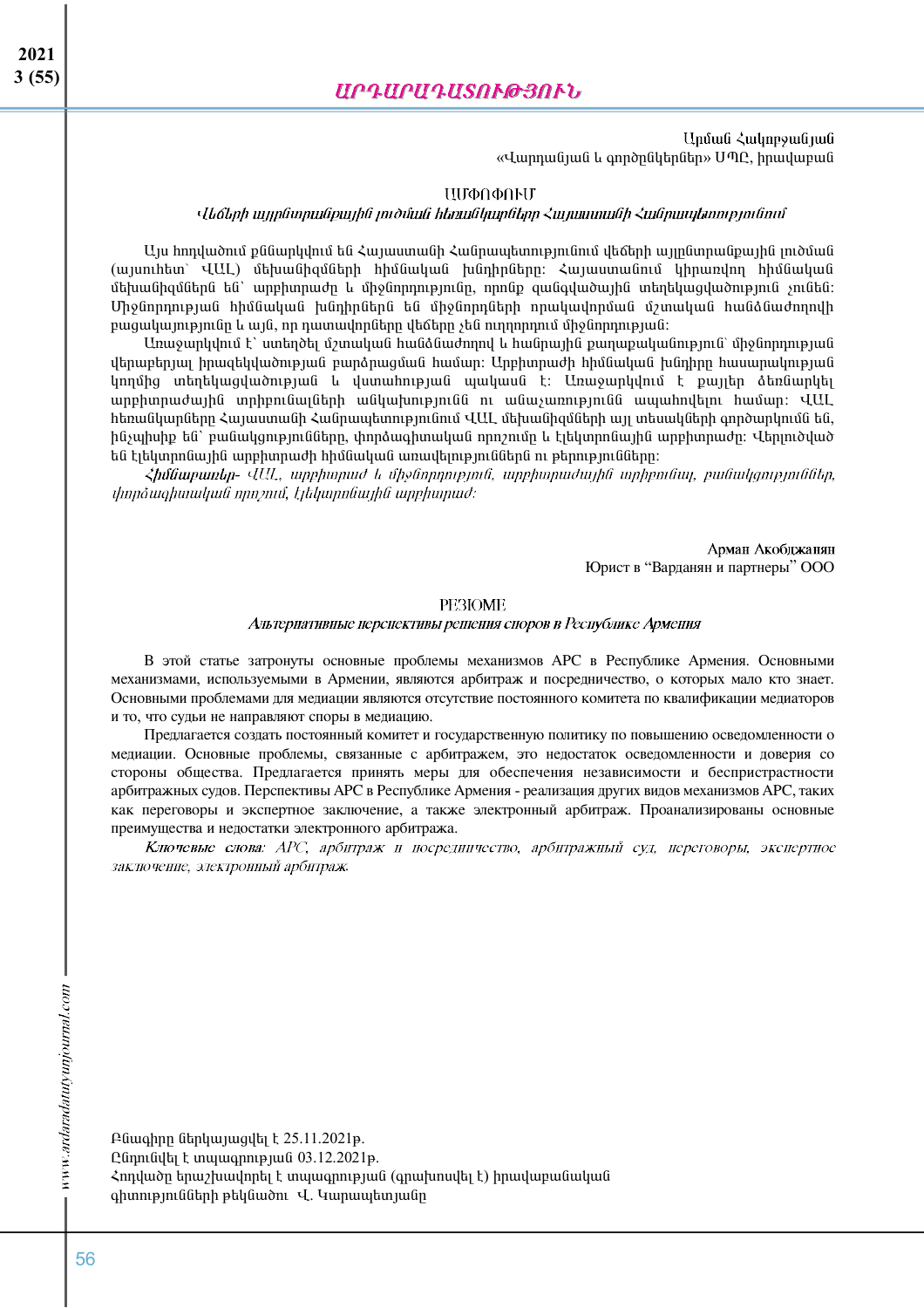Արման Հակոբջանյան
«Վարդանյան և գործընկերներ» ՍՊԸ, իրավաբան

## ԱՄՓՈՓՈՒՄ

*Վեճերի այլընտրանքային լուծման հեռանկարները Հայաստանի Հանրապետությունում*

Այս հոդվածում քննարկվում են Հայաստանի Հանրապետությունում վեճերի այլընտրանքային լուծման (այսուհետ՝ ՎԱԼ) մեխանիզմների հիմնական խնդիրները: Հայաստանում կիրառվող հիմնական մեխանիզմներն են՝ արբիտրաժը և միջնորդությունը, որոնք զանգվածային տեղեկացվածություն չունեն: Միջնորդության հիմնական խնդիրներն են միջնորդների որակավորման մշտական հանձնաժողովի բացակայությունը և այն, որ դատավորները վեճերը չեն ուղղորդում միջնորդության:

Առաջարկվում է՝ ստեղծել մշտական հանձնաժողով և հանրային քաղաքականություն՝ միջնորդության վերաբերյալ իրազեկվածության բարձրացման համար: Արբիտրաժի հիմնական խնդիրը հասարակության կողմից տեղեկացվածության և վստահության պակասն է: Առաջարկվում է քայլեր ձեռնարկել արբիտրաժային տրիբունալների անկախությունն ու անաչառությունն ապահովելու համար: ՎԱԼ հեռանկարները Հայաստանի Հանրապետությունում ՎԱԼ մեխանիզմների այլ տեսակների գործարկումն են, ինչպիսիք են՝ բանակցությունները, փորձագիտական որոշումը և էլեկտրոնային արբիտրաժը: Վերլուծված են էլեկտրոնային արբիտրաժի հիմնական առավելություններն ու թերությունները:

***Հիմնաբառեր***- *ՎԱԼ, արբիտրաժ և միջնորդություն, արբիտրաժային տրիբունալ, բանակցություններ, փորձագիտական որոշում, էլեկտրոնային արբիտրաժ:*

Арман Акобджанян
Юрист в “Варданян и партнеры” ООО

## РЕЗЮМЕ

*Альтернативные перспективы решения споров в Республике Армения*

В этой статье затронуты основные проблемы механизмов АРС в Республике Армения. Основными механизмами, используемыми в Армении, являются арбитраж и посредничество, о которых мало кто знает. Основными проблемами для медиации являются отсутствие постоянного комитета по квалификации медиаторов и то, что судьи не направляют споры в медиацию.

Предлагается создать постоянный комитет и государственную политику по повышению осведомленности о медиации. Основные проблемы, связанные с арбитражем, это недостаток осведомленности и доверия со стороны общества. Предлагается принять меры для обеспечения независимости и беспристрастности арбитражных судов. Перспективы АРС в Республике Армения - реализация других видов механизмов АРС, таких как переговоры и экспертное заключение, а также электронный арбитраж. Проанализированы основные преимущества и недостатки электронного арбитража.

***Ключевые слова:*** *АРС, арбитраж и посредничество, арбитражный суд, переговоры, экспертное заключение, электронный арбитраж.*

Բնագիրը ներկայացվել է 25.11.2021թ.
Ընդունվել է տպագրության 03.12.2021թ.
Հոդվածը երաշխավորել է տպագրության (գրախոսվել է) իրավաբանական գիտությունների թեկնածու Վ. Կարապետյանը